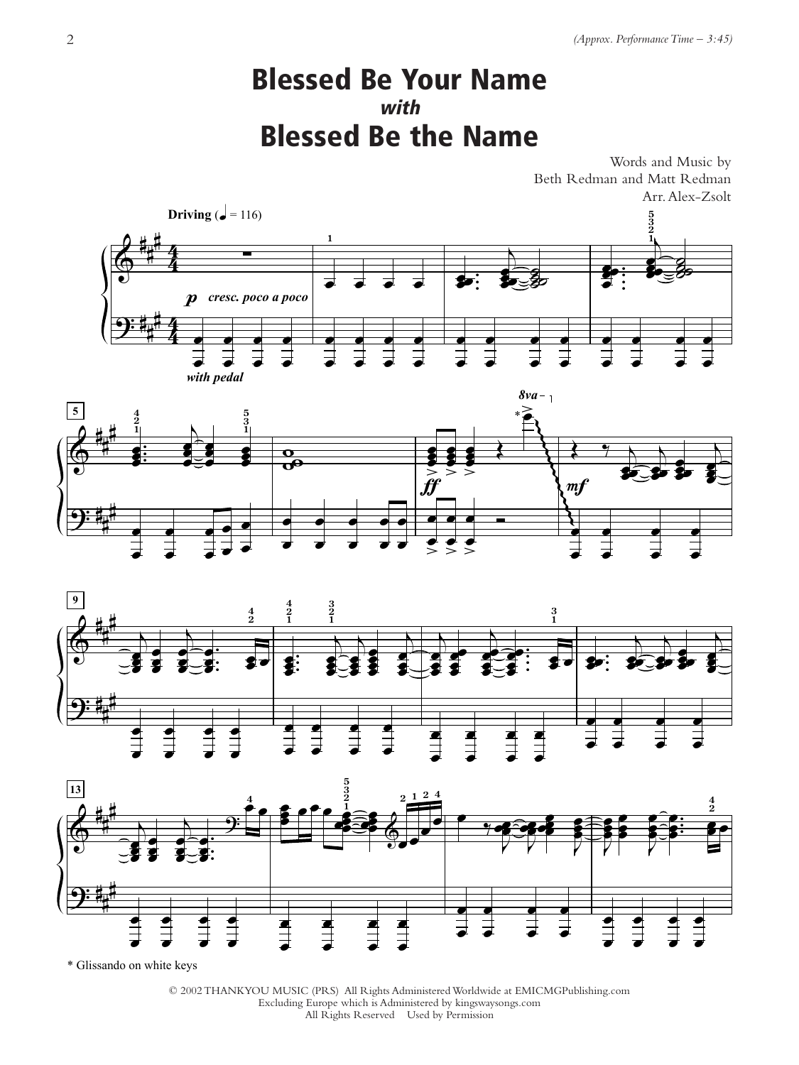# Blessed Be Your Name

***with***

# Blessed Be the Name

(Approx. Performance Time – 3:45)

Words and Music by
Beth Redman and Matt Redman
Arr. Alex-Zsolt

**Driving** (♩ = 116)

*p* ***cresc. poco a poco***

***with pedal***

*ff*

*mf*

**8va**

\* Glissando on white keys

© 2002 THANKYOU MUSIC (PRS) All Rights Administered Worldwide at EMICMGPublishing.com
Excluding Europe which is Administered by kingswaysongs.com
All Rights Reserved Used by Permission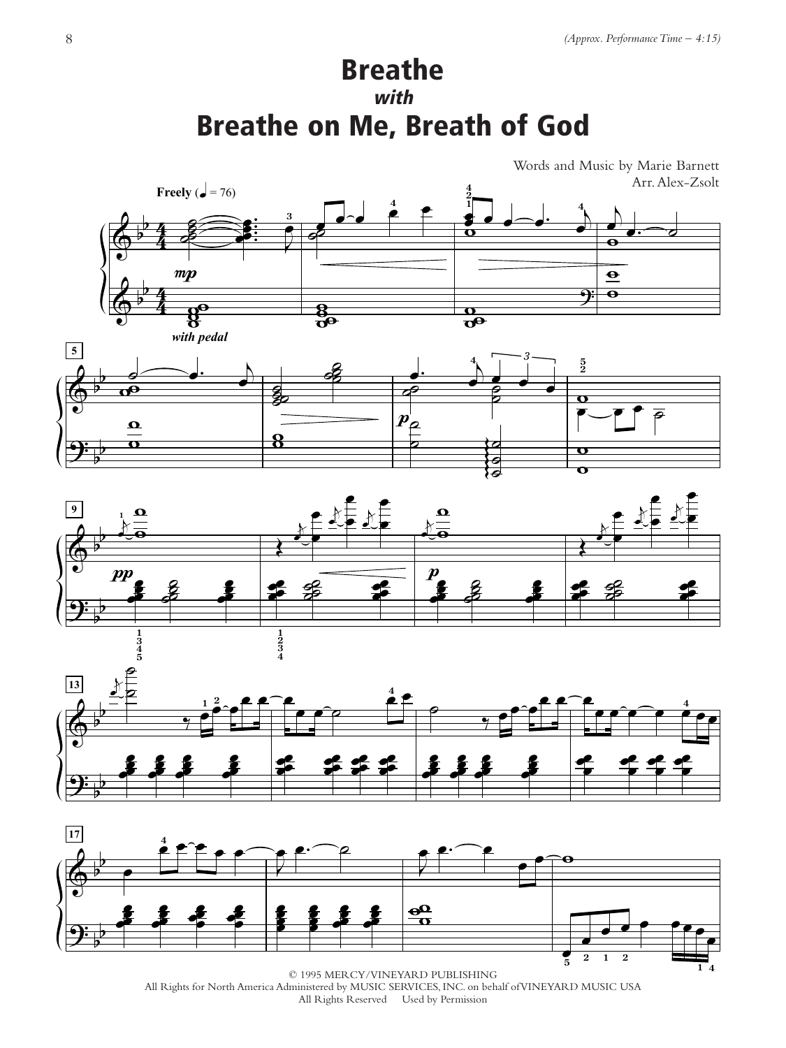(Approx. Performance Time – 4:15)

# Breathe
### *with*
# Breathe on Me, Breath of God

Words and Music by Marie Barnett
Arr. Alex-Zsolt

© 1995 MERCY/VINEYARD PUBLISHING
All Rights for North America Administered by MUSIC SERVICES, INC. on behalf of VINEYARD MUSIC USA
All Rights Reserved Used by Permission